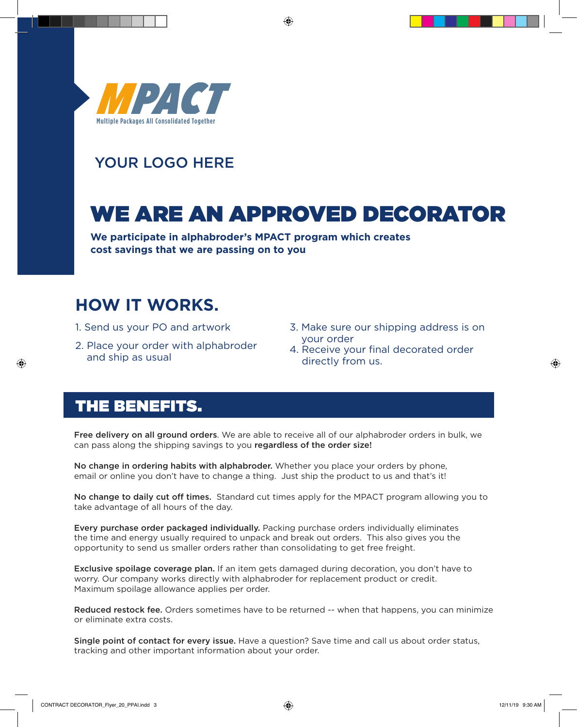MPACT

Multiple Packages All Consolidated Together

YOUR LOGO HERE

# WE ARE AN APPROVED DECORATOR

**We participate in alphabroder's MPACT program which creates cost savings that we are passing on to you**

## HOW IT WORKS.

1. Send us your PO and artwork
2. Place your order with alphabroder and ship as usual
3. Make sure our shipping address is on your order
4. Receive your final decorated order directly from us.

## THE BENEFITS.

**Free delivery on all ground orders**. We are able to receive all of our alphabroder orders in bulk, we can pass along the shipping savings to you **regardless of the order size!**

**No change in ordering habits with alphabroder.** Whether you place your orders by phone, email or online you don't have to change a thing. Just ship the product to us and that's it!

**No change to daily cut off times.** Standard cut times apply for the MPACT program allowing you to take advantage of all hours of the day.

**Every purchase order packaged individually.** Packing purchase orders individually eliminates the time and energy usually required to unpack and break out orders. This also gives you the opportunity to send us smaller orders rather than consolidating to get free freight.

**Exclusive spoilage coverage plan.** If an item gets damaged during decoration, you don't have to worry. Our company works directly with alphabroder for replacement product or credit. Maximum spoilage allowance applies per order.

**Reduced restock fee.** Orders sometimes have to be returned -- when that happens, you can minimize or eliminate extra costs.

**Single point of contact for every issue.** Have a question? Save time and call us about order status, tracking and other important information about your order.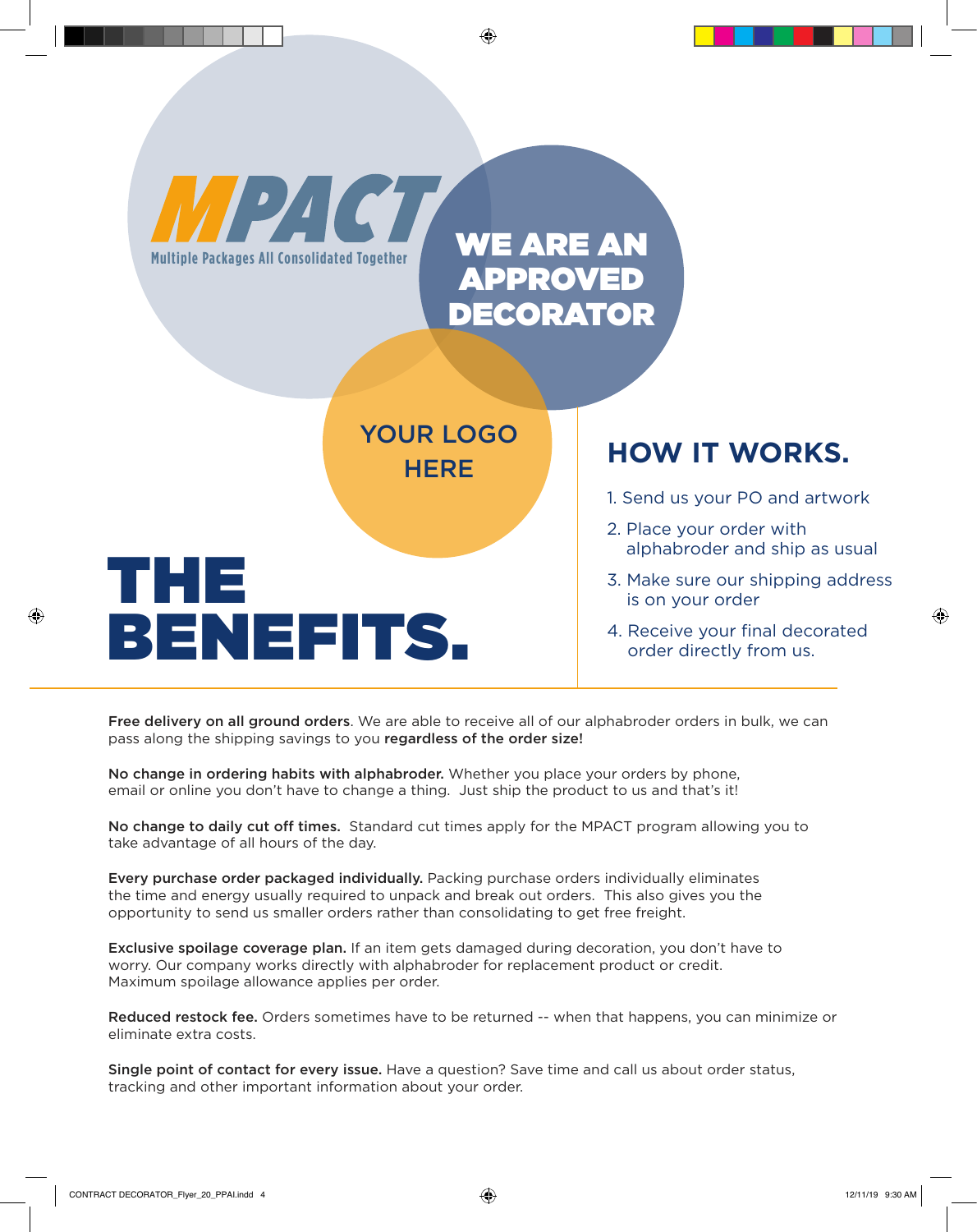MPACT

Multiple Packages All Consolidated Together

# WE ARE AN APPROVED DECORATOR

YOUR LOGO HERE

## HOW IT WORKS.

1. Send us your PO and artwork
2. Place your order with alphabroder and ship as usual
3. Make sure our shipping address is on your order
4. Receive your final decorated order directly from us.

# THE BENEFITS.

**Free delivery on all ground orders**. We are able to receive all of our alphabroder orders in bulk, we can pass along the shipping savings to you **regardless of the order size!**

**No change in ordering habits with alphabroder.** Whether you place your orders by phone, email or online you don't have to change a thing. Just ship the product to us and that's it!

**No change to daily cut off times.** Standard cut times apply for the MPACT program allowing you to take advantage of all hours of the day.

**Every purchase order packaged individually.** Packing purchase orders individually eliminates the time and energy usually required to unpack and break out orders. This also gives you the opportunity to send us smaller orders rather than consolidating to get free freight.

**Exclusive spoilage coverage plan.** If an item gets damaged during decoration, you don't have to worry. Our company works directly with alphabroder for replacement product or credit. Maximum spoilage allowance applies per order.

**Reduced restock fee.** Orders sometimes have to be returned -- when that happens, you can minimize or eliminate extra costs.

**Single point of contact for every issue.** Have a question? Save time and call us about order status, tracking and other important information about your order.